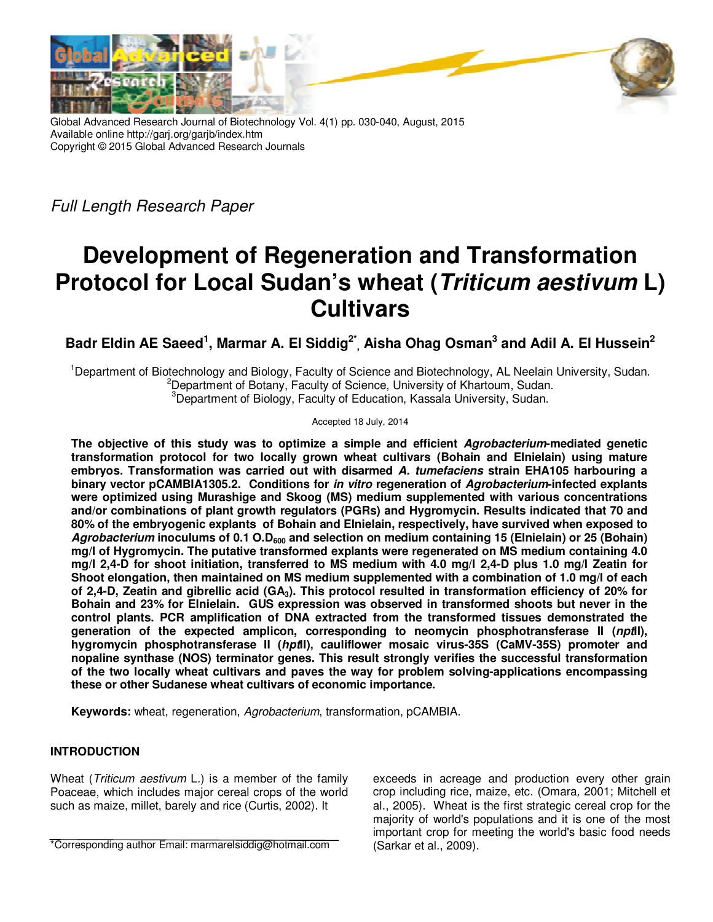Global Advanced Research Journal of Biotechnology Vol. 4(1) pp. 030-040, August, 2015
Available online http://garj.org/garjb/index.htm
Copyright © 2015 Global Advanced Research Journals

*Full Length Research Paper*

# Development of Regeneration and Transformation Protocol for Local Sudan's wheat (*Triticum aestivum* L) Cultivars

**Badr Eldin AE Saeed[1], Marmar A. El Siddig[2*], Aisha Ohag Osman[3] and Adil A. El Hussein[2]**

[1]Department of Biotechnology and Biology, Faculty of Science and Biotechnology, AL Neelain University, Sudan.
[2]Department of Botany, Faculty of Science, University of Khartoum, Sudan.
[3]Department of Biology, Faculty of Education, Kassala University, Sudan.

Accepted 18 July, 2014

**The objective of this study was to optimize a simple and efficient *Agrobacterium*-mediated genetic transformation protocol for two locally grown wheat cultivars (Bohain and Elnielain) using mature embryos. Transformation was carried out with disarmed *A. tumefaciens* strain EHA105 harbouring a binary vector pCAMBIA1305.2. Conditions for *in vitro* regeneration of *Agrobacterium*-infected explants were optimized using Murashige and Skoog (MS) medium supplemented with various concentrations and/or combinations of plant growth regulators (PGRs) and Hygromycin. Results indicated that 70 and 80% of the embryogenic explants of Bohain and Elnielain, respectively, have survived when exposed to *Agrobacterium* inoculums of 0.1 O.D$_{600}$ and selection on medium containing 15 (Elnielain) or 25 (Bohain) mg/l of Hygromycin. The putative transformed explants were regenerated on MS medium containing 4.0 mg/l 2,4-D for shoot initiation, transferred to MS medium with 4.0 mg/l 2,4-D plus 1.0 mg/l Zeatin for Shoot elongation, then maintained on MS medium supplemented with a combination of 1.0 mg/l of each of 2,4-D, Zeatin and gibrellic acid (GA$_3$). This protocol resulted in transformation efficiency of 20% for Bohain and 23% for Elnielain. GUS expression was observed in transformed shoots but never in the control plants. PCR amplification of DNA extracted from the transformed tissues demonstrated the generation of the expected amplicon, corresponding to neomycin phosphotransferase II (*npt*II), hygromycin phosphotransferase II (*hpt*II), cauliflower mosaic virus-35S (CaMV-35S) promoter and nopaline synthase (NOS) terminator genes. This result strongly verifies the successful transformation of the two locally wheat cultivars and paves the way for problem solving-applications encompassing these or other Sudanese wheat cultivars of economic importance.**

**Keywords:** wheat, regeneration, *Agrobacterium*, transformation, pCAMBIA.

## INTRODUCTION

Wheat (*Triticum aestivum* L.) is a member of the family Poaceae, which includes major cereal crops of the world such as maize, millet, barely and rice (Curtis, 2002). It exceeds in acreage and production every other grain crop including rice, maize, etc. (Omara, 2001; Mitchell et al., 2005). Wheat is the first strategic cereal crop for the majority of world's populations and it is one of the most important crop for meeting the world's basic food needs (Sarkar et al., 2009).

*Corresponding author Email: marmarelsiddig@hotmail.com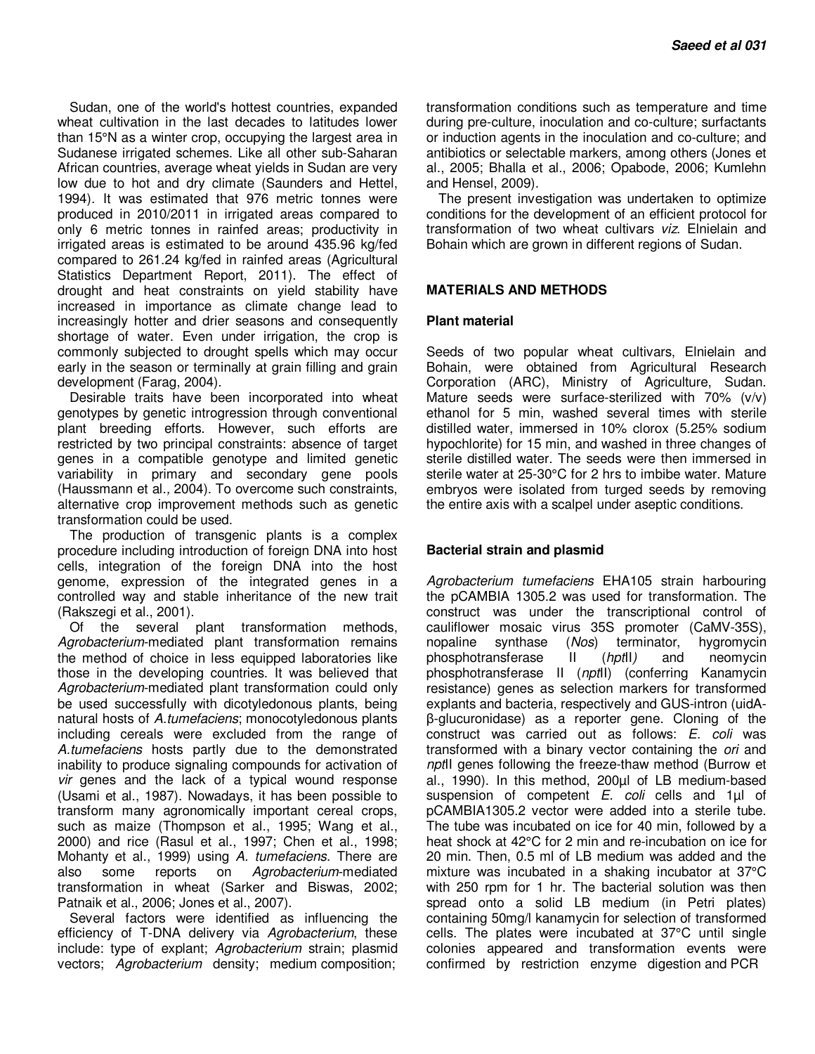Sudan, one of the world's hottest countries, expanded wheat cultivation in the last decades to latitudes lower than 15°N as a winter crop, occupying the largest area in Sudanese irrigated schemes. Like all other sub-Saharan African countries, average wheat yields in Sudan are very low due to hot and dry climate (Saunders and Hettel, 1994). It was estimated that 976 metric tonnes were produced in 2010/2011 in irrigated areas compared to only 6 metric tonnes in rainfed areas; productivity in irrigated areas is estimated to be around 435.96 kg/fed compared to 261.24 kg/fed in rainfed areas (Agricultural Statistics Department Report, 2011). The effect of drought and heat constraints on yield stability have increased in importance as climate change lead to increasingly hotter and drier seasons and consequently shortage of water. Even under irrigation, the crop is commonly subjected to drought spells which may occur early in the season or terminally at grain filling and grain development (Farag, 2004).

Desirable traits have been incorporated into wheat genotypes by genetic introgression through conventional plant breeding efforts. However, such efforts are restricted by two principal constraints: absence of target genes in a compatible genotype and limited genetic variability in primary and secondary gene pools (Haussmann et al*.,* 2004). To overcome such constraints, alternative crop improvement methods such as genetic transformation could be used.

The production of transgenic plants is a complex procedure including introduction of foreign DNA into host cells, integration of the foreign DNA into the host genome, expression of the integrated genes in a controlled way and stable inheritance of the new trait (Rakszegi et al., 2001).

Of the several plant transformation methods, *Agrobacterium*-mediated plant transformation remains the method of choice in less equipped laboratories like those in the developing countries. It was believed that *Agrobacterium*-mediated plant transformation could only be used successfully with dicotyledonous plants, being natural hosts of *A.tumefaciens*; monocotyledonous plants including cereals were excluded from the range of *A.tumefaciens* hosts partly due to the demonstrated inability to produce signaling compounds for activation of *vir* genes and the lack of a typical wound response (Usami et al., 1987). Nowadays, it has been possible to transform many agronomically important cereal crops, such as maize (Thompson et al., 1995; Wang et al., 2000) and rice (Rasul et al., 1997; Chen et al., 1998; Mohanty et al., 1999) using *A. tumefaciens*. There are also some reports on *Agrobacterium*-mediated transformation in wheat (Sarker and Biswas, 2002; Patnaik et al., 2006; Jones et al., 2007).

Several factors were identified as influencing the efficiency of T-DNA delivery via *Agrobacterium*, these include: type of explant; *Agrobacterium* strain; plasmid vectors; *Agrobacterium* density; medium composition; transformation conditions such as temperature and time during pre-culture, inoculation and co-culture; surfactants or induction agents in the inoculation and co-culture; and antibiotics or selectable markers, among others (Jones et al., 2005; Bhalla et al., 2006; Opabode, 2006; Kumlehn and Hensel, 2009).

The present investigation was undertaken to optimize conditions for the development of an efficient protocol for transformation of two wheat cultivars *viz*. Elnielain and Bohain which are grown in different regions of Sudan.

## MATERIALS AND METHODS

### Plant material

Seeds of two popular wheat cultivars, Elnielain and Bohain, were obtained from Agricultural Research Corporation (ARC), Ministry of Agriculture, Sudan. Mature seeds were surface-sterilized with 70% (v/v) ethanol for 5 min, washed several times with sterile distilled water, immersed in 10% clorox (5.25% sodium hypochlorite) for 15 min, and washed in three changes of sterile distilled water. The seeds were then immersed in sterile water at 25-30°C for 2 hrs to imbibe water. Mature embryos were isolated from turged seeds by removing the entire axis with a scalpel under aseptic conditions.

### Bacterial strain and plasmid

*Agrobacterium tumefaciens* EHA105 strain harbouring the pCAMBIA 1305.2 was used for transformation. The construct was under the transcriptional control of cauliflower mosaic virus 35S promoter (CaMV-35S), nopaline synthase (*Nos*) terminator, hygromycin phosphotransferase II (*hpt*II*)* and neomycin phosphotransferase II (*npt*II) (conferring Kanamycin resistance) genes as selection markers for transformed explants and bacteria, respectively and GUS-intron (uidA-β-glucuronidase) as a reporter gene. Cloning of the construct was carried out as follows: *E. coli* was transformed with a binary vector containing the *ori* and *npt*II genes following the freeze-thaw method (Burrow et al., 1990). In this method, 200µl of LB medium-based suspension of competent *E. coli* cells and 1µl of pCAMBIA1305.2 vector were added into a sterile tube. The tube was incubated on ice for 40 min, followed by a heat shock at 42°C for 2 min and re-incubation on ice for 20 min. Then, 0.5 ml of LB medium was added and the mixture was incubated in a shaking incubator at 37°C with 250 rpm for 1 hr. The bacterial solution was then spread onto a solid LB medium (in Petri plates) containing 50mg/l kanamycin for selection of transformed cells. The plates were incubated at 37°C until single colonies appeared and transformation events were confirmed by restriction enzyme digestion and PCR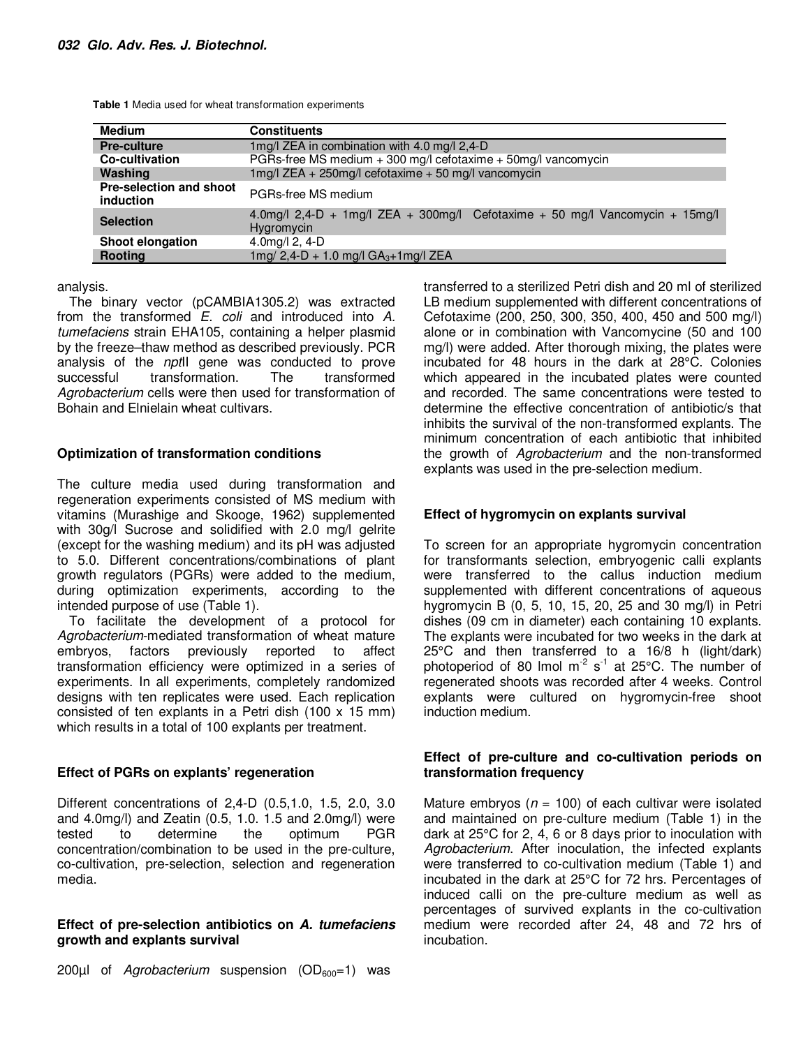**Table 1** Media used for wheat transformation experiments

| Medium | Constituents |
|---|---|
| **Pre-culture** | 1mg/l ZEA in combination with 4.0 mg/l 2,4-D |
| **Co-cultivation** | PGRs-free MS medium + 300 mg/l cefotaxime + 50mg/l vancomycin |
| **Washing** | 1mg/l ZEA + 250mg/l cefotaxime + 50 mg/l vancomycin |
| **Pre-selection and shoot induction** | PGRs-free MS medium |
| **Selection** | 4.0mg/l 2,4-D + 1mg/l ZEA + 300mg/l Cefotaxime + 50 mg/l Vancomycin + 15mg/l Hygromycin |
| **Shoot elongation** | 4.0mg/l 2, 4-D |
| **Rooting** | 1mg/ 2,4-D + 1.0 mg/l $GA_3$+1mg/l ZEA |

analysis.

The binary vector (pCAMBIA1305.2) was extracted from the transformed *E. coli* and introduced into *A. tumefaciens* strain EHA105, containing a helper plasmid by the freeze–thaw method as described previously. PCR analysis of the *npt*II gene was conducted to prove successful transformation. The transformed *Agrobacterium* cells were then used for transformation of Bohain and Elnielain wheat cultivars.

### Optimization of transformation conditions

The culture media used during transformation and regeneration experiments consisted of MS medium with vitamins (Murashige and Skooge, 1962) supplemented with 30g/l Sucrose and solidified with 2.0 mg/l gelrite (except for the washing medium) and its pH was adjusted to 5.0. Different concentrations/combinations of plant growth regulators (PGRs) were added to the medium, during optimization experiments, according to the intended purpose of use (Table 1).

To facilitate the development of a protocol for *Agrobacterium*-mediated transformation of wheat mature embryos, factors previously reported to affect transformation efficiency were optimized in a series of experiments. In all experiments, completely randomized designs with ten replicates were used. Each replication consisted of ten explants in a Petri dish (100 x 15 mm) which results in a total of 100 explants per treatment.

### Effect of PGRs on explants' regeneration

Different concentrations of 2,4-D (0.5,1.0, 1.5, 2.0, 3.0 and 4.0mg/l) and Zeatin (0.5, 1.0. 1.5 and 2.0mg/l) were tested to determine the optimum PGR concentration/combination to be used in the pre-culture, co-cultivation, pre-selection, selection and regeneration media.

### Effect of pre-selection antibiotics on *A. tumefaciens* growth and explants survival

200µl of *Agrobacterium* suspension ($OD_{600}$=1) was transferred to a sterilized Petri dish and 20 ml of sterilized LB medium supplemented with different concentrations of Cefotaxime (200, 250, 300, 350, 400, 450 and 500 mg/l) alone or in combination with Vancomycine (50 and 100 mg/l) were added. After thorough mixing, the plates were incubated for 48 hours in the dark at 28°C. Colonies which appeared in the incubated plates were counted and recorded. The same concentrations were tested to determine the effective concentration of antibiotic/s that inhibits the survival of the non-transformed explants. The minimum concentration of each antibiotic that inhibited the growth of *Agrobacterium* and the non-transformed explants was used in the pre-selection medium.

### Effect of hygromycin on explants survival

To screen for an appropriate hygromycin concentration for transformants selection, embryogenic calli explants were transferred to the callus induction medium supplemented with different concentrations of aqueous hygromycin B (0, 5, 10, 15, 20, 25 and 30 mg/l) in Petri dishes (09 cm in diameter) each containing 10 explants. The explants were incubated for two weeks in the dark at 25°C and then transferred to a 16/8 h (light/dark) photoperiod of 80 lmol $m^{-2}$ $s^{-1}$ at 25°C. The number of regenerated shoots was recorded after 4 weeks. Control explants were cultured on hygromycin-free shoot induction medium.

### Effect of pre-culture and co-cultivation periods on transformation frequency

Mature embryos ($n$ = 100) of each cultivar were isolated and maintained on pre-culture medium (Table 1) in the dark at 25°C for 2, 4, 6 or 8 days prior to inoculation with *Agrobacterium*. After inoculation, the infected explants were transferred to co-cultivation medium (Table 1) and incubated in the dark at 25°C for 72 hrs. Percentages of induced calli on the pre-culture medium as well as percentages of survived explants in the co-cultivation medium were recorded after 24, 48 and 72 hrs of incubation.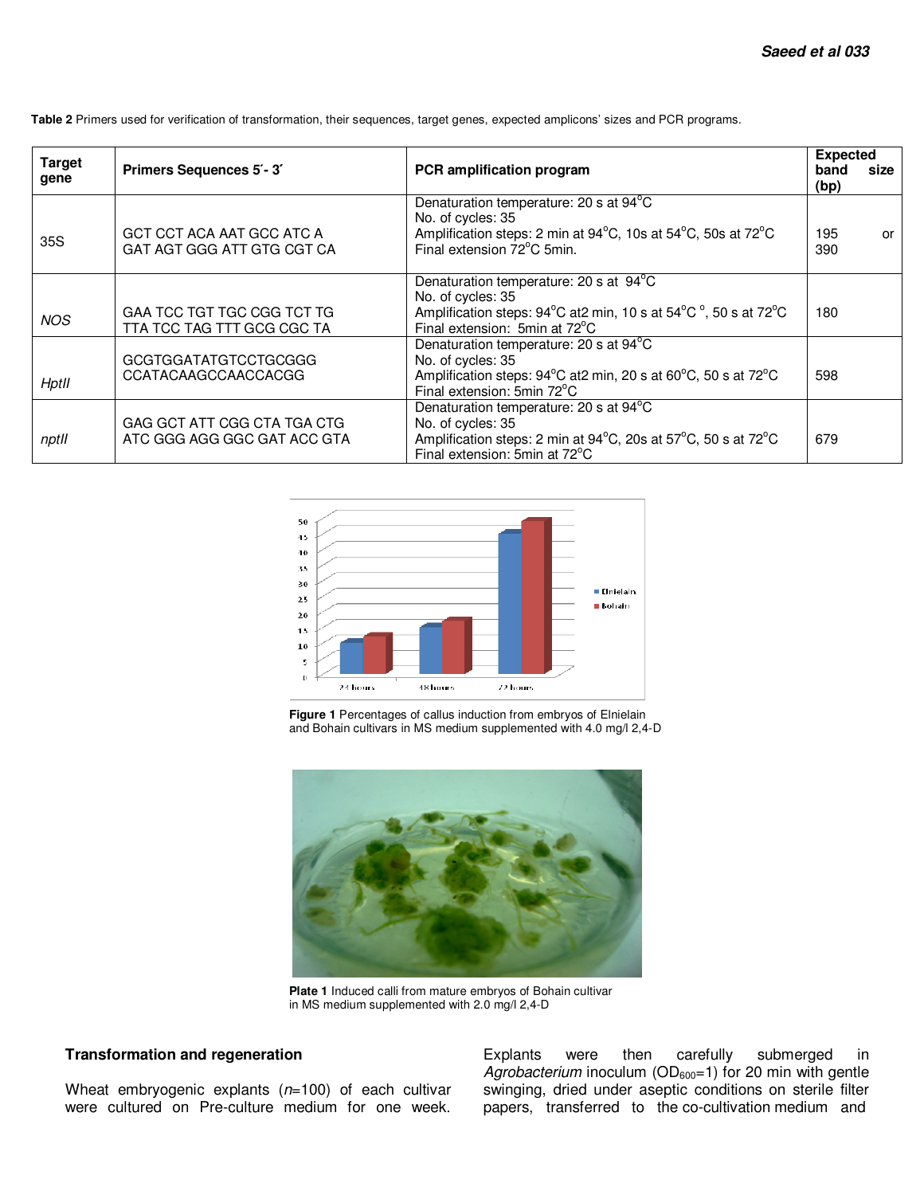Table 2 Primers used for verification of transformation, their sequences, target genes, expected amplicons' sizes and PCR programs.

| Target gene | Primers Sequences 5´- 3´ | PCR amplification program | Expected band size (bp) |
|---|---|---|---|
| 35S | GCT CCT ACA AAT GCC ATC A<br>GAT AGT GGG ATT GTG CGT CA | Denaturation temperature: 20 s at 94°C<br>No. of cycles: 35<br>Amplification steps: 2 min at 94°C, 10s at 54°C, 50s at 72°C<br>Final extension 72°C 5min. | 195 or 390 |
| *NOS* | GAA TCC TGT TGC CGG TCT TG<br>TTA TCC TAG TTT GCG CGC TA | Denaturation temperature: 20 s at 94°C<br>No. of cycles: 35<br>Amplification steps: 94°C at2 min, 10 s at 54°C °, 50 s at 72°C<br>Final extension: 5min at 72°C | 180 |
| *HptII* | GCGTGGATATGTCCTGCGGG<br>CCATACAAGCCAACCACGG | Denaturation temperature: 20 s at 94°C<br>No. of cycles: 35<br>Amplification steps: 94°C at2 min, 20 s at 60°C, 50 s at 72°C<br>Final extension: 5min 72°C | 598 |
| *nptII* | GAG GCT ATT CGG CTA TGA CTG<br>ATC GGG AGG GGC GAT ACC GTA | Denaturation temperature: 20 s at 94°C<br>No. of cycles: 35<br>Amplification steps: 2 min at 94°C, 20s at 57°C, 50 s at 72°C<br>Final extension: 5min at 72°C | 679 |

**Figure 1** Percentages of callus induction from embryos of Elnielain and Bohain cultivars in MS medium supplemented with 4.0 mg/l 2,4-D

**Plate 1** Induced calli from mature embryos of Bohain cultivar in MS medium supplemented with 2.0 mg/l 2,4-D

## Transformation and regeneration

Wheat embryogenic explants ($n$=100) of each cultivar were cultured on Pre-culture medium for one week. Explants were then carefully submerged in *Agrobacterium* inoculum ($OD_{600}$=1) for 20 min with gentle swinging, dried under aseptic conditions on sterile filter papers, transferred to the co-cultivation medium and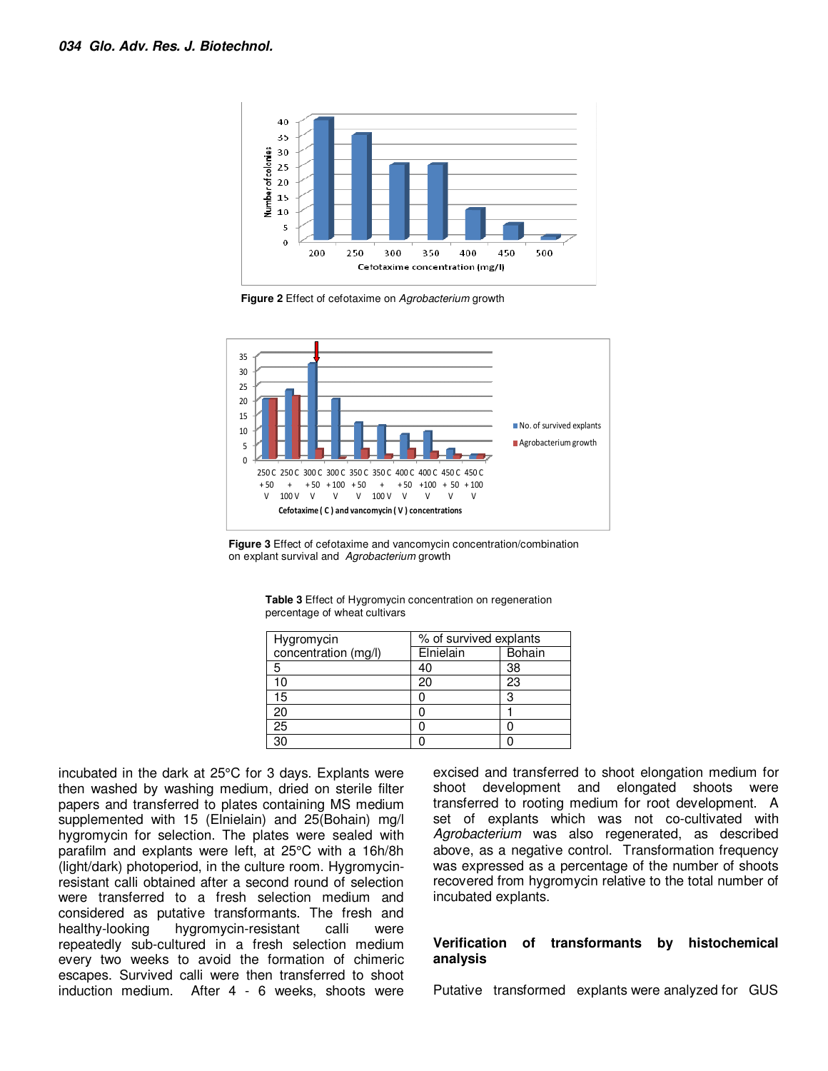Figure 2 Effect of cefotaxime on *Agrobacterium* growth

Figure 3 Effect of cefotaxime and vancomycin concentration/combination on explant survival and *Agrobacterium* growth

**Table 3** Effect of Hygromycin concentration on regeneration percentage of wheat cultivars

| Hygromycin concentration (mg/l) | % of survived explants | |
|---|---|---|
| | Elnielain | Bohain |
| 5 | 40 | 38 |
| 10 | 20 | 23 |
| 15 | 0 | 3 |
| 20 | 0 | 1 |
| 25 | 0 | 0 |
| 30 | 0 | 0 |

incubated in the dark at 25°C for 3 days. Explants were then washed by washing medium, dried on sterile filter papers and transferred to plates containing MS medium supplemented with 15 (Elnielain) and 25(Bohain) mg/l hygromycin for selection. The plates were sealed with parafilm and explants were left, at 25°C with a 16h/8h (light/dark) photoperiod, in the culture room. Hygromycin-resistant calli obtained after a second round of selection were transferred to a fresh selection medium and considered as putative transformants. The fresh and healthy-looking hygromycin-resistant calli were repeatedly sub-cultured in a fresh selection medium every two weeks to avoid the formation of chimeric escapes. Survived calli were then transferred to shoot induction medium. After 4 - 6 weeks, shoots were excised and transferred to shoot elongation medium for shoot development and elongated shoots were transferred to rooting medium for root development. A set of explants which was not co-cultivated with *Agrobacterium* was also regenerated, as described above, as a negative control. Transformation frequency was expressed as a percentage of the number of shoots recovered from hygromycin relative to the total number of incubated explants.

## Verification of transformants by histochemical analysis

Putative transformed explants were analyzed for GUS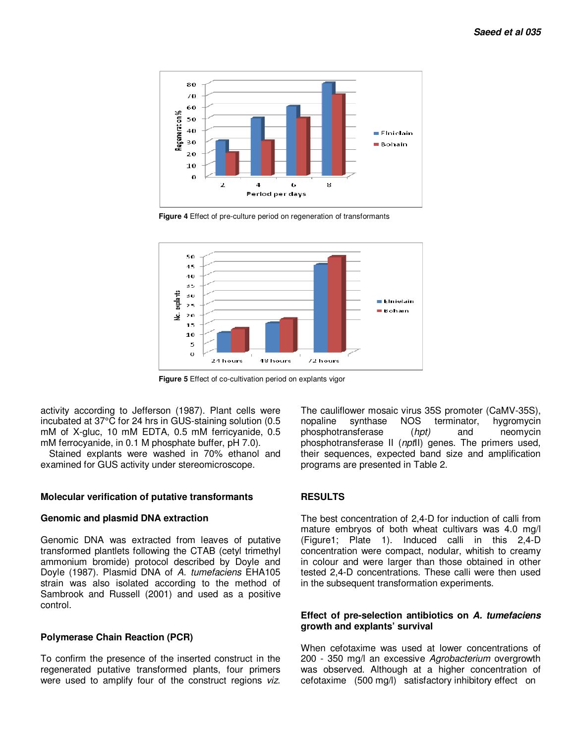Figure 4 Effect of pre-culture period on regeneration of transformants

Figure 5 Effect of co-cultivation period on explants vigor

activity according to Jefferson (1987). Plant cells were incubated at 37°C for 24 hrs in GUS-staining solution (0.5 mM of X-gluc, 10 mM EDTA, 0.5 mM ferricyanide, 0.5 mM ferrocyanide, in 0.1 M phosphate buffer, pH 7.0).

Stained explants were washed in 70% ethanol and examined for GUS activity under stereomicroscope.

## Molecular verification of putative transformants

### Genomic and plasmid DNA extraction

Genomic DNA was extracted from leaves of putative transformed plantlets following the CTAB (cetyl trimethyl ammonium bromide) protocol described by Doyle and Doyle (1987). Plasmid DNA of *A. tumefaciens* EHA105 strain was also isolated according to the method of Sambrook and Russell (2001) and used as a positive control.

### Polymerase Chain Reaction (PCR)

To confirm the presence of the inserted construct in the regenerated putative transformed plants, four primers were used to amplify four of the construct regions *viz.* The cauliflower mosaic virus 35S promoter (CaMV-35S), nopaline synthase NOS terminator, hygromycin phosphotransferase (*hpt)* and neomycin phosphotransferase II (*npt*II) genes. The primers used, their sequences, expected band size and amplification programs are presented in Table 2.

## RESULTS

The best concentration of 2,4-D for induction of calli from mature embryos of both wheat cultivars was 4.0 mg/l (Figure1; Plate 1). Induced calli in this 2,4-D concentration were compact, nodular, whitish to creamy in colour and were larger than those obtained in other tested 2,4-D concentrations. These calli were then used in the subsequent transformation experiments.

### Effect of pre-selection antibiotics on *A. tumefaciens* growth and explants' survival

When cefotaxime was used at lower concentrations of 200 - 350 mg/l an excessive *Agrobacterium* overgrowth was observed. Although at a higher concentration of cefotaxime (500 mg/l) satisfactory inhibitory effect on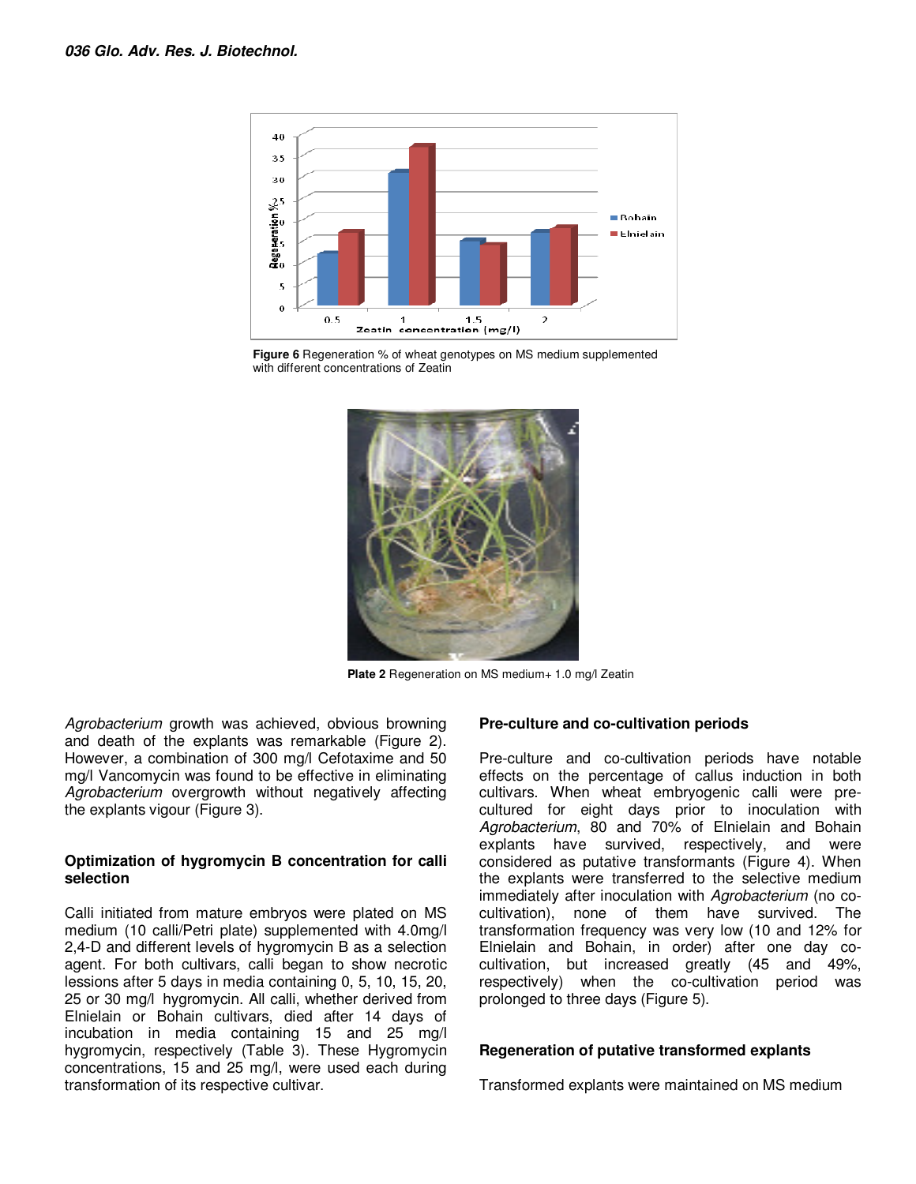Figure 6 Regeneration % of wheat genotypes on MS medium supplemented with different concentrations of Zeatin

Plate 2 Regeneration on MS medium+ 1.0 mg/l Zeatin

*Agrobacterium* growth was achieved, obvious browning and death of the explants was remarkable (Figure 2). However, a combination of 300 mg/l Cefotaxime and 50 mg/l Vancomycin was found to be effective in eliminating *Agrobacterium* overgrowth without negatively affecting the explants vigour (Figure 3).

### Optimization of hygromycin B concentration for calli selection

Calli initiated from mature embryos were plated on MS medium (10 calli/Petri plate) supplemented with 4.0mg/l 2,4-D and different levels of hygromycin B as a selection agent. For both cultivars, calli began to show necrotic lessions after 5 days in media containing 0, 5, 10, 15, 20, 25 or 30 mg/l hygromycin. All calli, whether derived from Elnielain or Bohain cultivars, died after 14 days of incubation in media containing 15 and 25 mg/l hygromycin, respectively (Table 3). These Hygromycin concentrations, 15 and 25 mg/l, were used each during transformation of its respective cultivar.

### Pre-culture and co-cultivation periods

Pre-culture and co-cultivation periods have notable effects on the percentage of callus induction in both cultivars. When wheat embryogenic calli were pre-cultured for eight days prior to inoculation with *Agrobacterium*, 80 and 70% of Elnielain and Bohain explants have survived, respectively, and were considered as putative transformants (Figure 4). When the explants were transferred to the selective medium immediately after inoculation with *Agrobacterium* (no co-cultivation), none of them have survived. The transformation frequency was very low (10 and 12% for Elnielain and Bohain, in order) after one day co-cultivation, but increased greatly (45 and 49%, respectively) when the co-cultivation period was prolonged to three days (Figure 5).

### Regeneration of putative transformed explants

Transformed explants were maintained on MS medium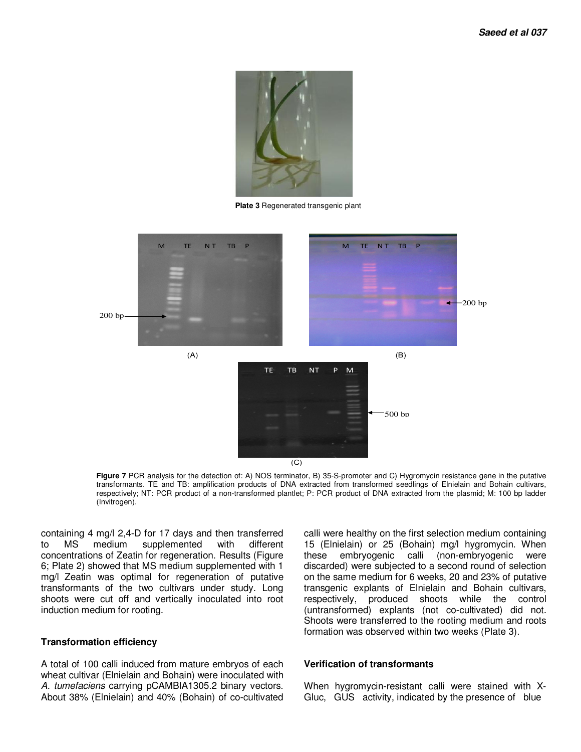**Plate 3** Regenerated transgenic plant

**Figure 7** PCR analysis for the detection of: A) NOS terminator, B) 35-S-promoter and C) Hygromycin resistance gene in the putative transformants. TE and TB: amplification products of DNA extracted from transformed seedlings of Elnielain and Bohain cultivars, respectively; NT: PCR product of a non-transformed plantlet; P: PCR product of DNA extracted from the plasmid; M: 100 bp ladder (Invitrogen).

containing 4 mg/l 2,4-D for 17 days and then transferred to MS medium supplemented with different concentrations of Zeatin for regeneration. Results (Figure 6; Plate 2) showed that MS medium supplemented with 1 mg/l Zeatin was optimal for regeneration of putative transformants of the two cultivars under study. Long shoots were cut off and vertically inoculated into root induction medium for rooting.

### Transformation efficiency

A total of 100 calli induced from mature embryos of each wheat cultivar (Elnielain and Bohain) were inoculated with *A. tumefaciens* carrying pCAMBIA1305.2 binary vectors. About 38% (Elnielain) and 40% (Bohain) of co-cultivated calli were healthy on the first selection medium containing 15 (Elnielain) or 25 (Bohain) mg/l hygromycin. When these embryogenic calli (non-embryogenic were discarded) were subjected to a second round of selection on the same medium for 6 weeks, 20 and 23% of putative transgenic explants of Elnielain and Bohain cultivars, respectively, produced shoots while the control (untransformed) explants (not co-cultivated) did not. Shoots were transferred to the rooting medium and roots formation was observed within two weeks (Plate 3).

### Verification of transformants

When hygromycin-resistant calli were stained with X-Gluc, GUS activity, indicated by the presence of blue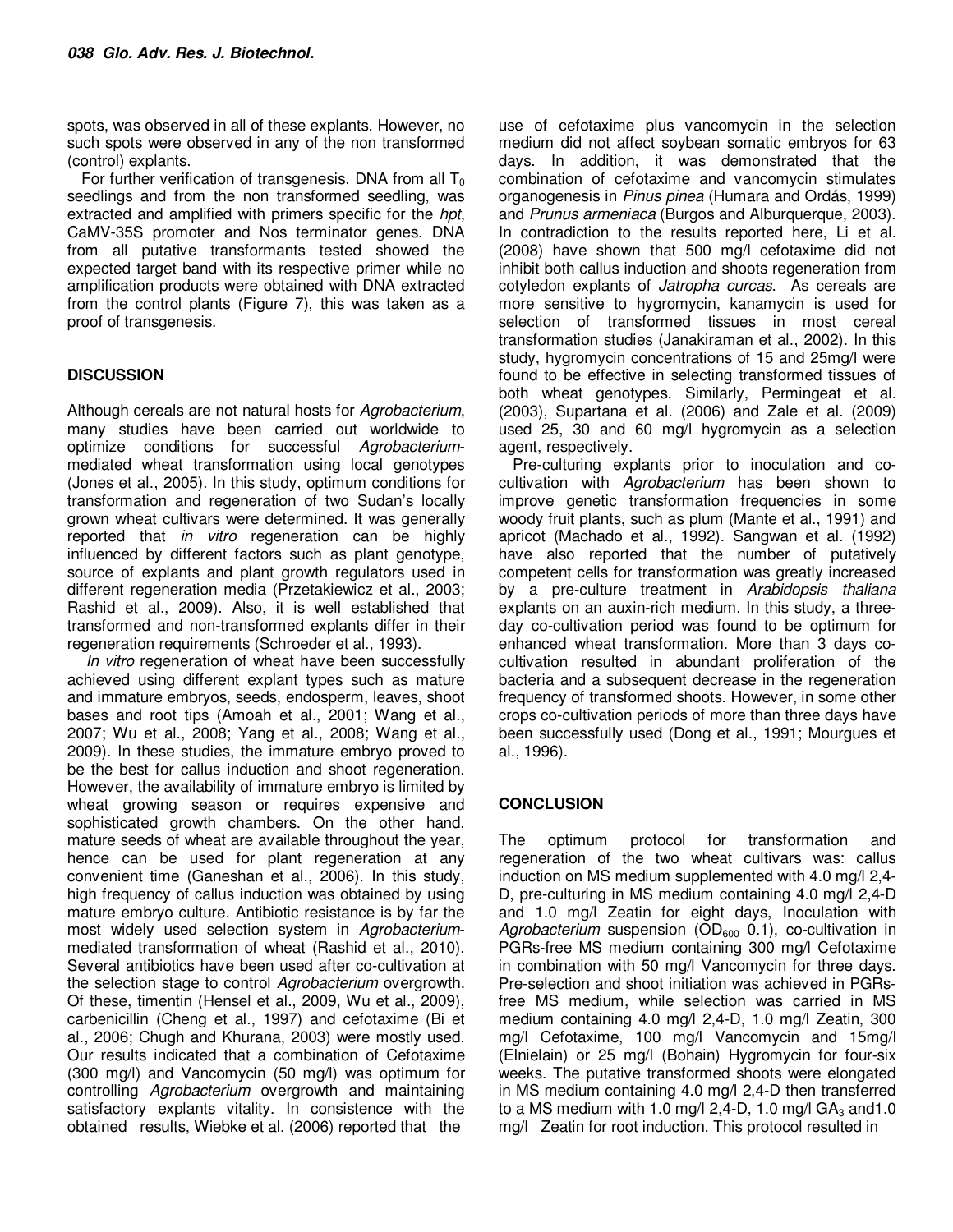spots, was observed in all of these explants. However, no such spots were observed in any of the non transformed (control) explants.

For further verification of transgenesis, DNA from all $T_0$ seedlings and from the non transformed seedling, was extracted and amplified with primers specific for the *hpt*, CaMV-35S promoter and Nos terminator genes. DNA from all putative transformants tested showed the expected target band with its respective primer while no amplification products were obtained with DNA extracted from the control plants (Figure 7), this was taken as a proof of transgenesis.

## DISCUSSION

Although cereals are not natural hosts for *Agrobacterium*, many studies have been carried out worldwide to optimize conditions for successful *Agrobacterium*-mediated wheat transformation using local genotypes (Jones et al., 2005). In this study, optimum conditions for transformation and regeneration of two Sudan's locally grown wheat cultivars were determined. It was generally reported that *in vitro* regeneration can be highly influenced by different factors such as plant genotype, source of explants and plant growth regulators used in different regeneration media (Przetakiewicz et al., 2003; Rashid et al., 2009). Also, it is well established that transformed and non-transformed explants differ in their regeneration requirements (Schroeder et al., 1993).

*In vitro* regeneration of wheat have been successfully achieved using different explant types such as mature and immature embryos, seeds, endosperm, leaves, shoot bases and root tips (Amoah et al., 2001; Wang et al., 2007; Wu et al., 2008; Yang et al., 2008; Wang et al., 2009). In these studies, the immature embryo proved to be the best for callus induction and shoot regeneration. However, the availability of immature embryo is limited by wheat growing season or requires expensive and sophisticated growth chambers. On the other hand, mature seeds of wheat are available throughout the year, hence can be used for plant regeneration at any convenient time (Ganeshan et al., 2006). In this study, high frequency of callus induction was obtained by using mature embryo culture. Antibiotic resistance is by far the most widely used selection system in *Agrobacterium*-mediated transformation of wheat (Rashid et al., 2010). Several antibiotics have been used after co-cultivation at the selection stage to control *Agrobacterium* overgrowth. Of these, timentin (Hensel et al., 2009, Wu et al., 2009), carbenicillin (Cheng et al., 1997) and cefotaxime (Bi et al., 2006; Chugh and Khurana, 2003) were mostly used. Our results indicated that a combination of Cefotaxime (300 mg/l) and Vancomycin (50 mg/l) was optimum for controlling *Agrobacterium* overgrowth and maintaining satisfactory explants vitality. In consistence with the obtained results, Wiebke et al. (2006) reported that the use of cefotaxime plus vancomycin in the selection medium did not affect soybean somatic embryos for 63 days. In addition, it was demonstrated that the combination of cefotaxime and vancomycin stimulates organogenesis in *Pinus pinea* (Humara and Ordás, 1999) and *Prunus armeniaca* (Burgos and Alburquerque, 2003). In contradiction to the results reported here, Li et al. (2008) have shown that 500 mg/l cefotaxime did not inhibit both callus induction and shoots regeneration from cotyledon explants of *Jatropha curcas*. As cereals are more sensitive to hygromycin, kanamycin is used for selection of transformed tissues in most cereal transformation studies (Janakiraman et al., 2002). In this study, hygromycin concentrations of 15 and 25mg/l were found to be effective in selecting transformed tissues of both wheat genotypes. Similarly, Permingeat et al. (2003), Supartana et al. (2006) and Zale et al. (2009) used 25, 30 and 60 mg/l hygromycin as a selection agent, respectively.

Pre-culturing explants prior to inoculation and co-cultivation with *Agrobacterium* has been shown to improve genetic transformation frequencies in some woody fruit plants, such as plum (Mante et al., 1991) and apricot (Machado et al., 1992). Sangwan et al. (1992) have also reported that the number of putatively competent cells for transformation was greatly increased by a pre-culture treatment in *Arabidopsis thaliana* explants on an auxin-rich medium. In this study, a three-day co-cultivation period was found to be optimum for enhanced wheat transformation. More than 3 days co-cultivation resulted in abundant proliferation of the bacteria and a subsequent decrease in the regeneration frequency of transformed shoots. However, in some other crops co-cultivation periods of more than three days have been successfully used (Dong et al., 1991; Mourgues et al., 1996).

## CONCLUSION

The optimum protocol for transformation and regeneration of the two wheat cultivars was: callus induction on MS medium supplemented with 4.0 mg/l 2,4-D, pre-culturing in MS medium containing 4.0 mg/l 2,4-D and 1.0 mg/l Zeatin for eight days, Inoculation with *Agrobacterium* suspension ($OD_{600}$ 0.1), co-cultivation in PGRs-free MS medium containing 300 mg/l Cefotaxime in combination with 50 mg/l Vancomycin for three days. Pre-selection and shoot initiation was achieved in PGRs-free MS medium, while selection was carried in MS medium containing 4.0 mg/l 2,4-D, 1.0 mg/l Zeatin, 300 mg/l Cefotaxime, 100 mg/l Vancomycin and 15mg/l (Elnielain) or 25 mg/l (Bohain) Hygromycin for four-six weeks. The putative transformed shoots were elongated in MS medium containing 4.0 mg/l 2,4-D then transferred to a MS medium with 1.0 mg/l 2,4-D, 1.0 mg/l $GA_3$ and1.0 mg/l Zeatin for root induction. This protocol resulted in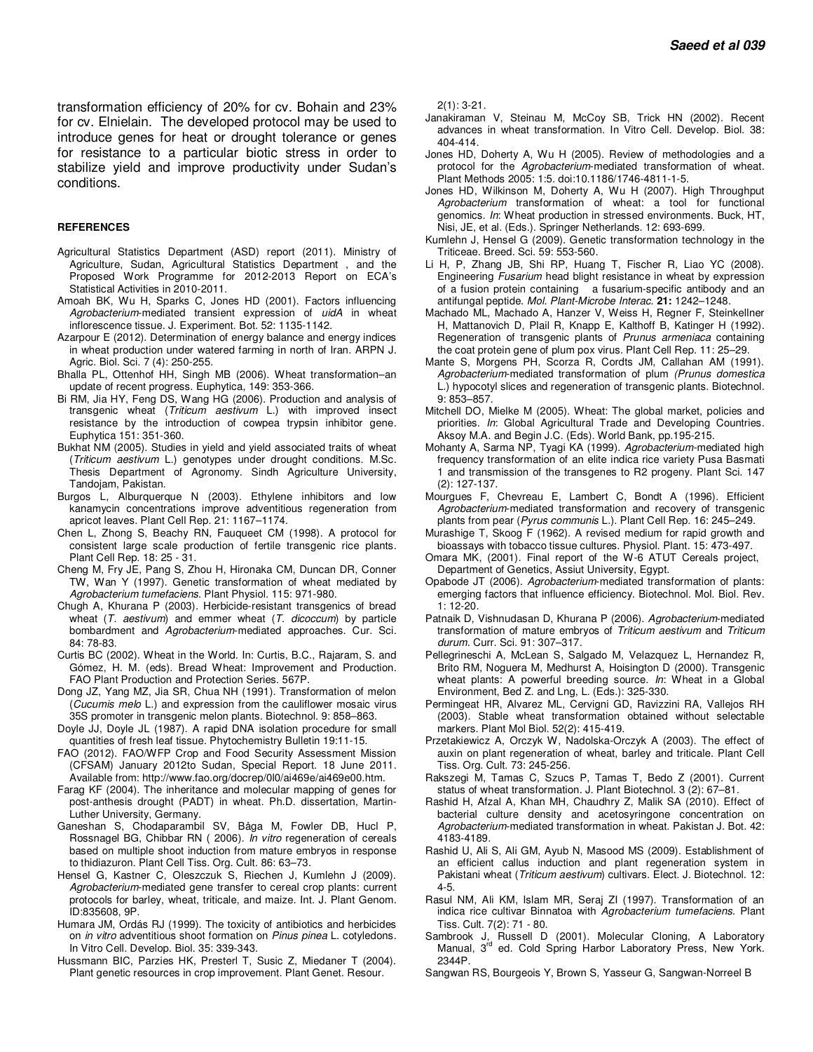transformation efficiency of 20% for cv. Bohain and 23% for cv. Elnielain. The developed protocol may be used to introduce genes for heat or drought tolerance or genes for resistance to a particular biotic stress in order to stabilize yield and improve productivity under Sudan's conditions.

## REFERENCES

Agricultural Statistics Department (ASD) report (2011). Ministry of Agriculture, Sudan, Agricultural Statistics Department , and the Proposed Work Programme for 2012-2013 Report on ECA's Statistical Activities in 2010-2011.

Amoah BK, Wu H, Sparks C, Jones HD (2001). Factors influencing *Agrobacterium*-mediated transient expression of *uidA* in wheat inflorescence tissue. J. Experiment. Bot. 52: 1135-1142.

Azarpour E (2012). Determination of energy balance and energy indices in wheat production under watered farming in north of Iran. ARPN J. Agric. Biol. Sci. 7 (4): 250-255.

Bhalla PL, Ottenhof HH, Singh MB (2006). Wheat transformation–an update of recent progress. Euphytica, 149: 353-366.

Bi RM, Jia HY, Feng DS, Wang HG (2006). Production and analysis of transgenic wheat (*Triticum aestivum* L.) with improved insect resistance by the introduction of cowpea trypsin inhibitor gene. Euphytica 151: 351-360.

Bukhat NM (2005). Studies in yield and yield associated traits of wheat (*Triticum aestivum* L.) genotypes under drought conditions. M.Sc. Thesis Department of Agronomy. Sindh Agriculture University, Tandojam, Pakistan.

Burgos L, Alburquerque N (2003). Ethylene inhibitors and low kanamycin concentrations improve adventitious regeneration from apricot leaves. Plant Cell Rep. 21: 1167–1174.

Chen L, Zhong S, Beachy RN, Fauqueet CM (1998). A protocol for consistent large scale production of fertile transgenic rice plants. Plant Cell Rep. 18: 25 - 31.

Cheng M, Fry JE, Pang S, Zhou H, Hironaka CM, Duncan DR, Conner TW, Wan Y (1997). Genetic transformation of wheat mediated by *Agrobacterium tumefaciens*. Plant Physiol. 115: 971-980.

Chugh A, Khurana P (2003). Herbicide-resistant transgenics of bread wheat (*T. aestivum*) and emmer wheat (*T. dicoccum*) by particle bombardment and *Agrobacterium*-mediated approaches. Cur. Sci. 84: 78-83.

Curtis BC (2002). Wheat in the World. In: Curtis, B.C., Rajaram, S. and Gómez, H. M. (eds). Bread Wheat: Improvement and Production. FAO Plant Production and Protection Series. 567P.

Dong JZ, Yang MZ, Jia SR, Chua NH (1991). Transformation of melon (*Cucumis melo* L.) and expression from the cauliflower mosaic virus 35S promoter in transgenic melon plants. Biotechnol. 9: 858–863.

Doyle JJ, Doyle JL (1987). A rapid DNA isolation procedure for small quantities of fresh leaf tissue. Phytochemistry Bulletin 19:11-15.

FAO (2012). FAO/WFP Crop and Food Security Assessment Mission (CFSAM) January 2012to Sudan, Special Report. 18 June 2011. Available from: http://www.fao.org/docrep/0l0/ai469e/ai469e00.htm.

Farag KF (2004). The inheritance and molecular mapping of genes for post-anthesis drought (PADT) in wheat. Ph.D. dissertation, Martin-Luther University, Germany.

Ganeshan S, Chodaparambil SV, Båga M, Fowler DB, Hucl P, Rossnagel BG, Chibbar RN ( 2006). *In vitro* regeneration of cereals based on multiple shoot induction from mature embryos in response to thidiazuron. Plant Cell Tiss. Org. Cult. 86: 63–73.

Hensel G, Kastner C, Oleszczuk S, Riechen J, Kumlehn J (2009). *Agrobacterium*-mediated gene transfer to cereal crop plants: current protocols for barley, wheat, triticale, and maize. Int. J. Plant Genom. ID:835608, 9P.

Humara JM, Ordás RJ (1999). The toxicity of antibiotics and herbicides on *in vitro* adventitious shoot formation on *Pinus pinea* L. cotyledons. In Vitro Cell. Develop. Biol. 35: 339-343.

Hussmann BIC, Parzies HK, Presterl T, Susic Z, Miedaner T (2004). Plant genetic resources in crop improvement. Plant Genet. Resour. 2(1): 3-21.

Janakiraman V, Steinau M, McCoy SB, Trick HN (2002). Recent advances in wheat transformation. In Vitro Cell. Develop. Biol. 38: 404-414.

Jones HD, Doherty A, Wu H (2005). Review of methodologies and a protocol for the *Agrobacterium*-mediated transformation of wheat. Plant Methods 2005: 1:5. doi:10.1186/1746-4811-1-5.

Jones HD, Wilkinson M, Doherty A, Wu H (2007). High Throughput *Agrobacterium* transformation of wheat: a tool for functional genomics. *In*: Wheat production in stressed environments. Buck, HT, Nisi, JE, et al. (Eds.). Springer Netherlands. 12: 693-699.

Kumlehn J, Hensel G (2009). Genetic transformation technology in the Triticeae. Breed. Sci. 59: 553-560.

Li H, P, Zhang JB, Shi RP, Huang T, Fischer R, Liao YC (2008). Engineering *Fusarium* head blight resistance in wheat by expression of a fusion protein containing a fusarium-specific antibody and an antifungal peptide. *Mol. Plant-Microbe Interac.* **21:** 1242–1248.

Machado ML, Machado A, Hanzer V, Weiss H, Regner F, Steinkellner H, Mattanovich D, Plail R, Knapp E, Kalthoff B, Katinger H (1992). Regeneration of transgenic plants of *Prunus armeniaca* containing the coat protein gene of plum pox virus. Plant Cell Rep. 11: 25–29.

Mante S, Morgens PH, Scorza R, Cordts JM, Callahan AM (1991). *Agrobacterium*-mediated transformation of plum *(Prunus domestica* L.) hypocotyl slices and regeneration of transgenic plants. Biotechnol. 9: 853–857.

Mitchell DO, Mielke M (2005). Wheat: The global market, policies and priorities. *In*: Global Agricultural Trade and Developing Countries. Aksoy M.A. and Begin J.C. (Eds). World Bank, pp.195-215.

Mohanty A, Sarma NP, Tyagi KA (1999). *Agrobacterium*-mediated high frequency transformation of an elite indica rice variety Pusa Basmati 1 and transmission of the transgenes to R2 progeny. Plant Sci. 147 (2): 127-137.

Mourgues F, Chevreau E, Lambert C, Bondt A (1996). Efficient *Agrobacterium*-mediated transformation and recovery of transgenic plants from pear (*Pyrus communis* L.). Plant Cell Rep. 16: 245–249.

Murashige T, Skoog F (1962). A revised medium for rapid growth and bioassays with tobacco tissue cultures. Physiol. Plant. 15: 473-497.

Omara MK, (2001). Final report of the W-6 ATUT Cereals project, Department of Genetics, Assiut University, Egypt.

Opabode JT (2006). *Agrobacterium*-mediated transformation of plants: emerging factors that influence efficiency. Biotechnol. Mol. Biol. Rev. 1: 12-20.

Patnaik D, Vishnudasan D, Khurana P (2006). *Agrobacterium*-mediated transformation of mature embryos of *Triticum aestivum* and *Triticum durum*. Curr. Sci. 91: 307–317.

Pellegrineschi A, McLean S, Salgado M, Velazquez L, Hernandez R, Brito RM, Noguera M, Medhurst A, Hoisington D (2000). Transgenic wheat plants: A powerful breeding source. *In*: Wheat in a Global Environment, Bed Z. and Lng, L. (Eds.): 325-330.

Permingeat HR, Alvarez ML, Cervigni GD, Ravizzini RA, Vallejos RH (2003). Stable wheat transformation obtained without selectable markers. Plant Mol Biol. 52(2): 415-419.

Przetakiewicz A, Orczyk W, Nadolska-Orczyk A (2003). The effect of auxin on plant regeneration of wheat, barley and triticale. Plant Cell Tiss. Org. Cult. 73: 245-256.

Rakszegi M, Tamas C, Szucs P, Tamas T, Bedo Z (2001). Current status of wheat transformation. J. Plant Biotechnol. 3 (2): 67–81.

Rashid H, Afzal A, Khan MH, Chaudhry Z, Malik SA (2010). Effect of bacterial culture density and acetosyringone concentration on *Agrobacterium*-mediated transformation in wheat. Pakistan J. Bot. 42: 4183-4189.

Rashid U, Ali S, Ali GM, Ayub N, Masood MS (2009). Establishment of an efficient callus induction and plant regeneration system in Pakistani wheat (*Triticum aestivum*) cultivars. Elect. J. Biotechnol. 12: 4-5.

Rasul NM, Ali KM, Islam MR, Seraj ZI (1997). Transformation of an indica rice cultivar Binnatoa with *Agrobacterium tumefaciens*. Plant Tiss. Cult. 7(2): 71 - 80.

Sambrook J, Russell D (2001). Molecular Cloning, A Laboratory Manual, 3rd ed. Cold Spring Harbor Laboratory Press, New York. 2344P.

Sangwan RS, Bourgeois Y, Brown S, Yasseur G, Sangwan-Norreel B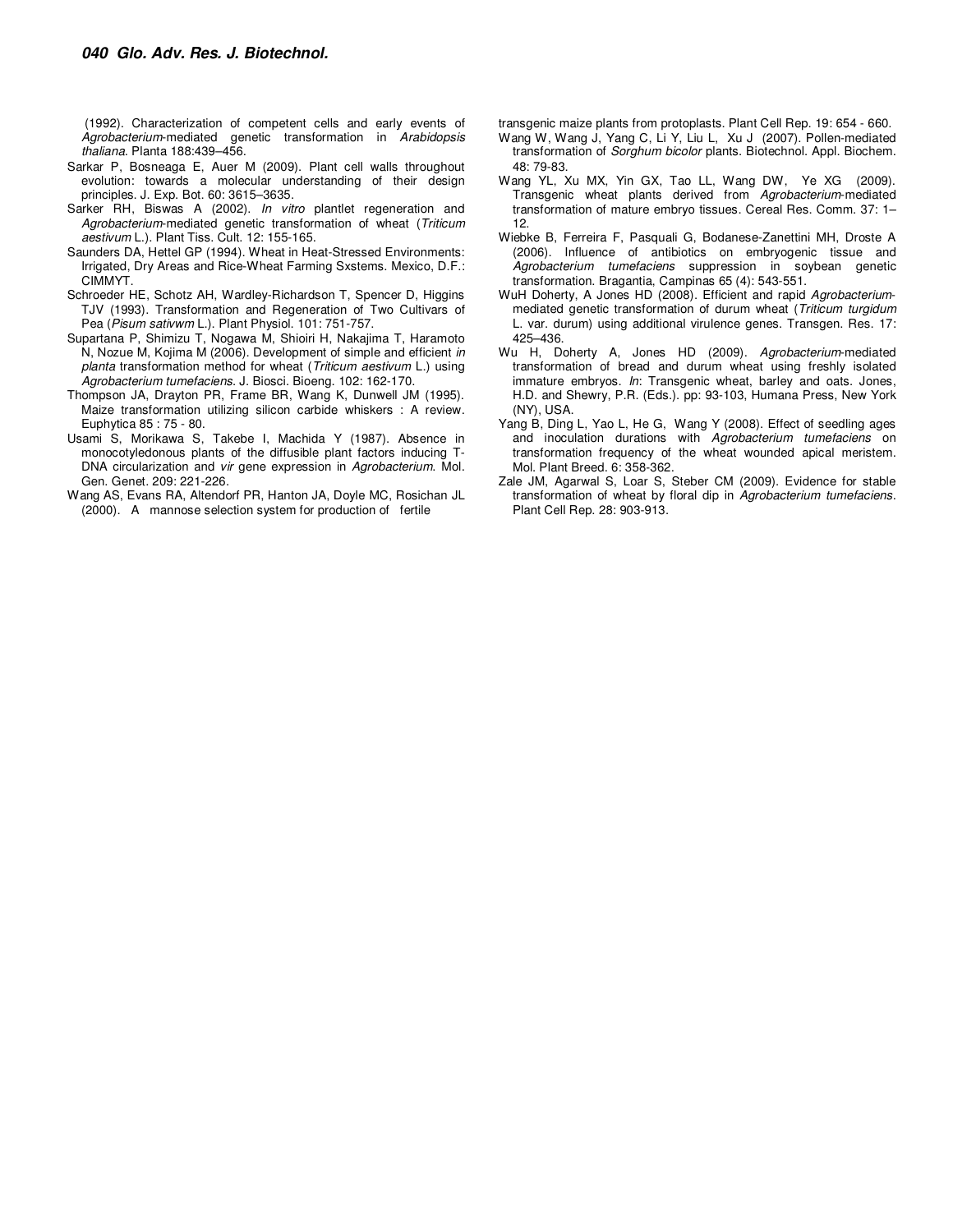(1992). Characterization of competent cells and early events of *Agrobacterium*-mediated genetic transformation in *Arabidopsis thaliana*. Planta 188:439–456.

Sarkar P, Bosneaga E, Auer M (2009). Plant cell walls throughout evolution: towards a molecular understanding of their design principles. J. Exp. Bot. 60: 3615–3635.

Sarker RH, Biswas A (2002). *In vitro* plantlet regeneration and *Agrobacterium*-mediated genetic transformation of wheat (*Triticum aestivum* L.). Plant Tiss. Cult. 12: 155-165.

Saunders DA, Hettel GP (1994). Wheat in Heat-Stressed Environments: Irrigated, Dry Areas and Rice-Wheat Farming Sxstems. Mexico, D.F.: CIMMYT.

Schroeder HE, Schotz AH, Wardley-Richardson T, Spencer D, Higgins TJV (1993). Transformation and Regeneration of Two Cultivars of Pea (*Pisum sativwm* L.). Plant Physiol. 101: 751-757.

Supartana P, Shimizu T, Nogawa M, Shioiri H, Nakajima T, Haramoto N, Nozue M, Kojima M (2006). Development of simple and efficient *in planta* transformation method for wheat (*Triticum aestivum* L.) using *Agrobacterium tumefaciens*. J. Biosci. Bioeng. 102: 162-170.

Thompson JA, Drayton PR, Frame BR, Wang K, Dunwell JM (1995). Maize transformation utilizing silicon carbide whiskers : A review. Euphytica 85 : 75 - 80.

Usami S, Morikawa S, Takebe I, Machida Y (1987). Absence in monocotyledonous plants of the diffusible plant factors inducing T-DNA circularization and *vir* gene expression in *Agrobacterium*. Mol. Gen. Genet. 209: 221-226.

Wang AS, Evans RA, Altendorf PR, Hanton JA, Doyle MC, Rosichan JL (2000). A mannose selection system for production of fertile transgenic maize plants from protoplasts. Plant Cell Rep. 19: 654 - 660.

Wang W, Wang J, Yang C, Li Y, Liu L, Xu J (2007). Pollen-mediated transformation of *Sorghum bicolor* plants. Biotechnol. Appl. Biochem. 48: 79-83.

Wang YL, Xu MX, Yin GX, Tao LL, Wang DW, Ye XG (2009). Transgenic wheat plants derived from *Agrobacterium*-mediated transformation of mature embryo tissues. Cereal Res. Comm. 37: 1–12.

Wiebke B, Ferreira F, Pasquali G, Bodanese-Zanettini MH, Droste A (2006). Influence of antibiotics on embryogenic tissue and *Agrobacterium tumefaciens* suppression in soybean genetic transformation. Bragantia, Campinas 65 (4): 543-551.

WuH Doherty, A Jones HD (2008). Efficient and rapid *Agrobacterium*-mediated genetic transformation of durum wheat (*Triticum turgidum* L. var. durum) using additional virulence genes. Transgen. Res. 17: 425–436.

Wu H, Doherty A, Jones HD (2009). *Agrobacterium*-mediated transformation of bread and durum wheat using freshly isolated immature embryos. *In*: Transgenic wheat, barley and oats. Jones, H.D. and Shewry, P.R. (Eds.). pp: 93-103, Humana Press, New York (NY), USA.

Yang B, Ding L, Yao L, He G, Wang Y (2008). Effect of seedling ages and inoculation durations with *Agrobacterium tumefaciens* on transformation frequency of the wheat wounded apical meristem. Mol. Plant Breed. 6: 358-362.

Zale JM, Agarwal S, Loar S, Steber CM (2009). Evidence for stable transformation of wheat by floral dip in *Agrobacterium tumefaciens*. Plant Cell Rep. 28: 903-913.